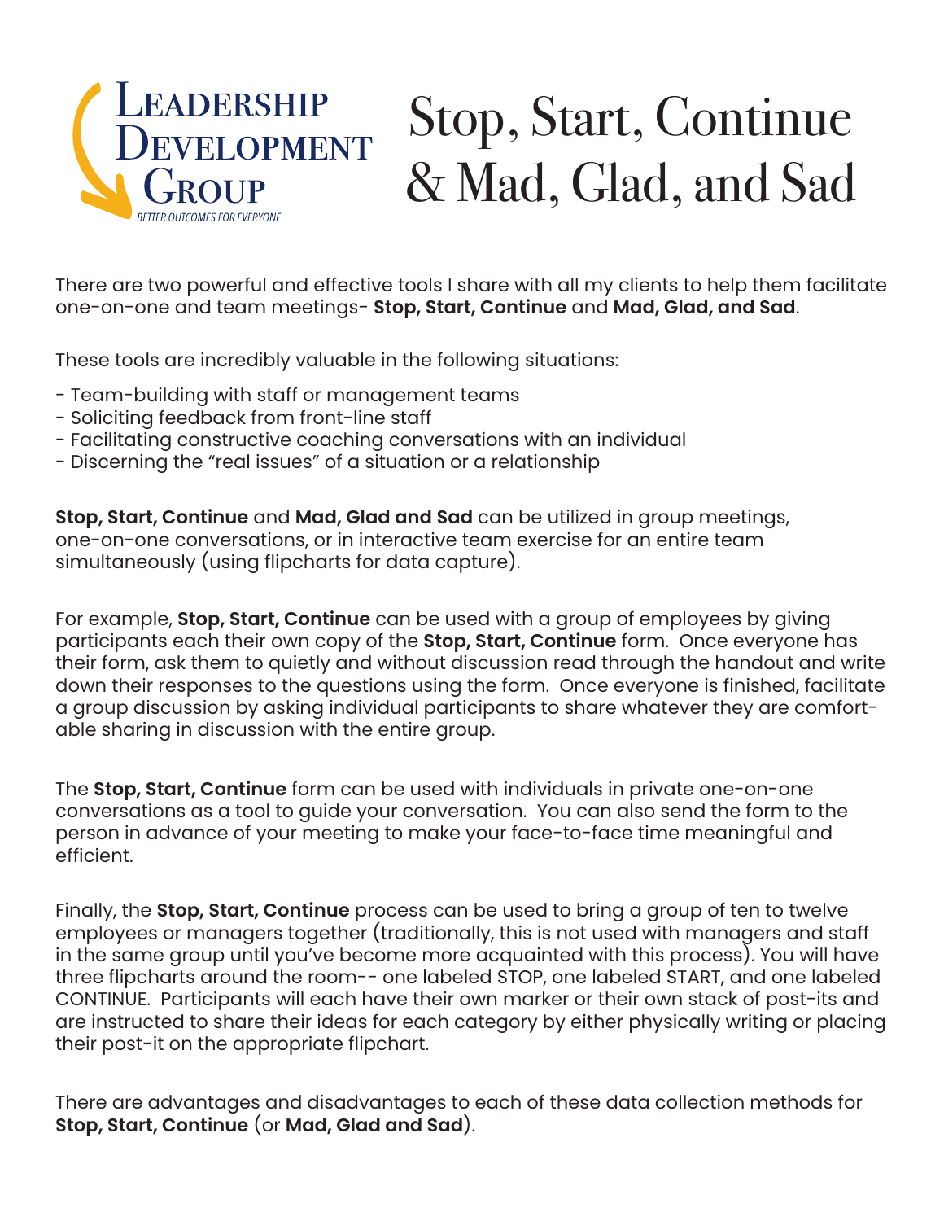Leadership Development Group

BETTER OUTCOMES FOR EVERYONE

# Stop, Start, Continue & Mad, Glad, and Sad

There are two powerful and effective tools I share with all my clients to help them facilitate one-on-one and team meetings- **Stop, Start, Continue** and **Mad, Glad, and Sad**.

These tools are incredibly valuable in the following situations:

- Team-building with staff or management teams
- Soliciting feedback from front-line staff
- Facilitating constructive coaching conversations with an individual
- Discerning the "real issues" of a situation or a relationship

**Stop, Start, Continue** and **Mad, Glad and Sad** can be utilized in group meetings, one-on-one conversations, or in interactive team exercise for an entire team simultaneously (using flipcharts for data capture).

For example, **Stop, Start, Continue** can be used with a group of employees by giving participants each their own copy of the **Stop, Start, Continue** form. Once everyone has their form, ask them to quietly and without discussion read through the handout and write down their responses to the questions using the form. Once everyone is finished, facilitate a group discussion by asking individual participants to share whatever they are comfortable sharing in discussion with the entire group.

The **Stop, Start, Continue** form can be used with individuals in private one-on-one conversations as a tool to guide your conversation. You can also send the form to the person in advance of your meeting to make your face-to-face time meaningful and efficient.

Finally, the **Stop, Start, Continue** process can be used to bring a group of ten to twelve employees or managers together (traditionally, this is not used with managers and staff in the same group until you've become more acquainted with this process). You will have three flipcharts around the room-- one labeled STOP, one labeled START, and one labeled CONTINUE. Participants will each have their own marker or their own stack of post-its and are instructed to share their ideas for each category by either physically writing or placing their post-it on the appropriate flipchart.

There are advantages and disadvantages to each of these data collection methods for **Stop, Start, Continue** (or **Mad, Glad and Sad**).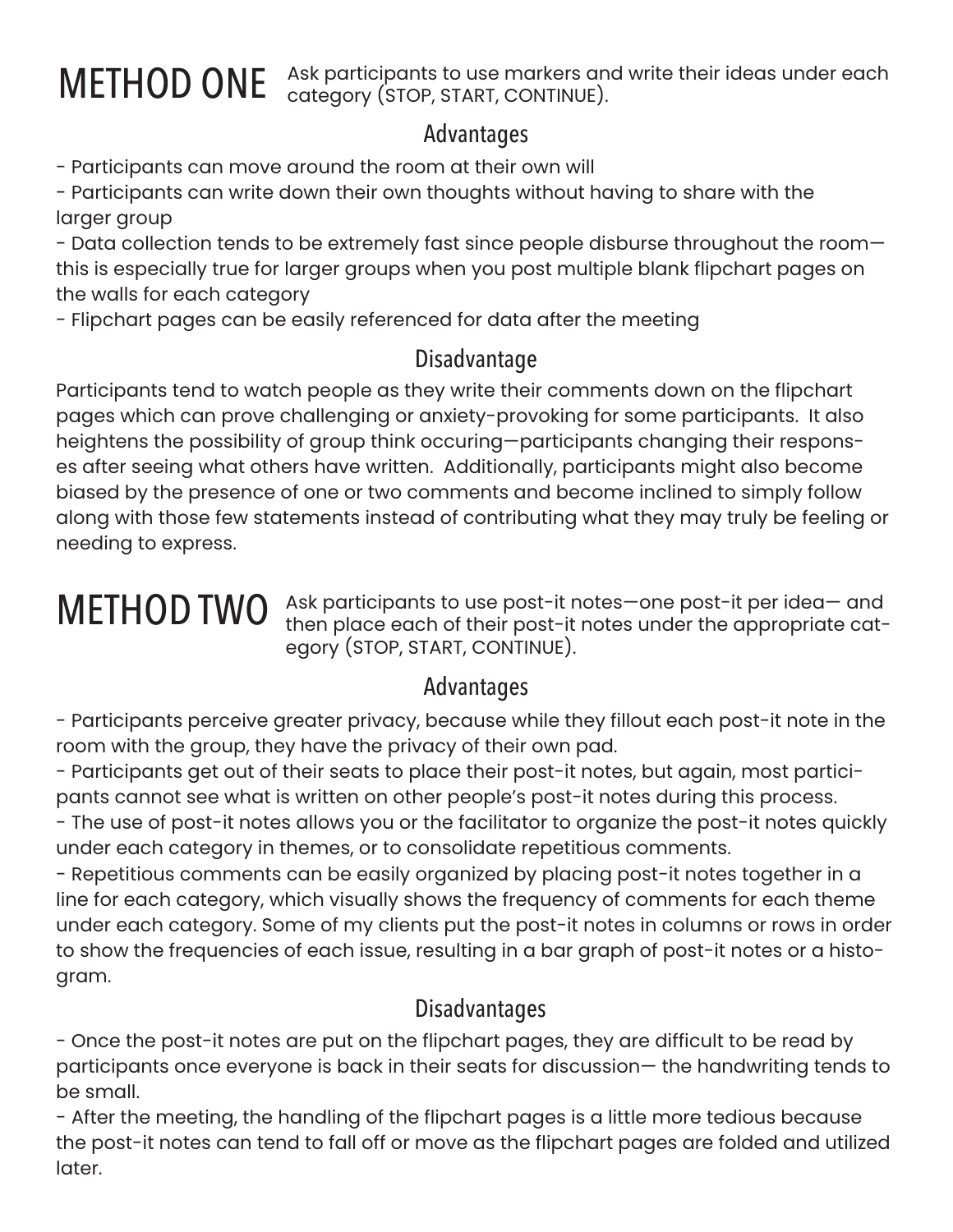## METHOD ONE

Ask participants to use markers and write their ideas under each category (STOP, START, CONTINUE).

### Advantages

- Participants can move around the room at their own will
- Participants can write down their own thoughts without having to share with the larger group
- Data collection tends to be extremely fast since people disburse throughout the room—this is especially true for larger groups when you post multiple blank flipchart pages on the walls for each category
- Flipchart pages can be easily referenced for data after the meeting

### Disadvantage

Participants tend to watch people as they write their comments down on the flipchart pages which can prove challenging or anxiety-provoking for some participants. It also heightens the possibility of group think occuring—participants changing their responses after seeing what others have written. Additionally, participants might also become biased by the presence of one or two comments and become inclined to simply follow along with those few statements instead of contributing what they may truly be feeling or needing to express.

## METHOD TWO

Ask participants to use post-it notes—one post-it per idea— and then place each of their post-it notes under the appropriate category (STOP, START, CONTINUE).

### Advantages

- Participants perceive greater privacy, because while they fillout each post-it note in the room with the group, they have the privacy of their own pad.
- Participants get out of their seats to place their post-it notes, but again, most participants cannot see what is written on other people's post-it notes during this process.
- The use of post-it notes allows you or the facilitator to organize the post-it notes quickly under each category in themes, or to consolidate repetitious comments.
- Repetitious comments can be easily organized by placing post-it notes together in a line for each category, which visually shows the frequency of comments for each theme under each category. Some of my clients put the post-it notes in columns or rows in order to show the frequencies of each issue, resulting in a bar graph of post-it notes or a histogram.

### Disadvantages

- Once the post-it notes are put on the flipchart pages, they are difficult to be read by participants once everyone is back in their seats for discussion— the handwriting tends to be small.
- After the meeting, the handling of the flipchart pages is a little more tedious because the post-it notes can tend to fall off or move as the flipchart pages are folded and utilized later.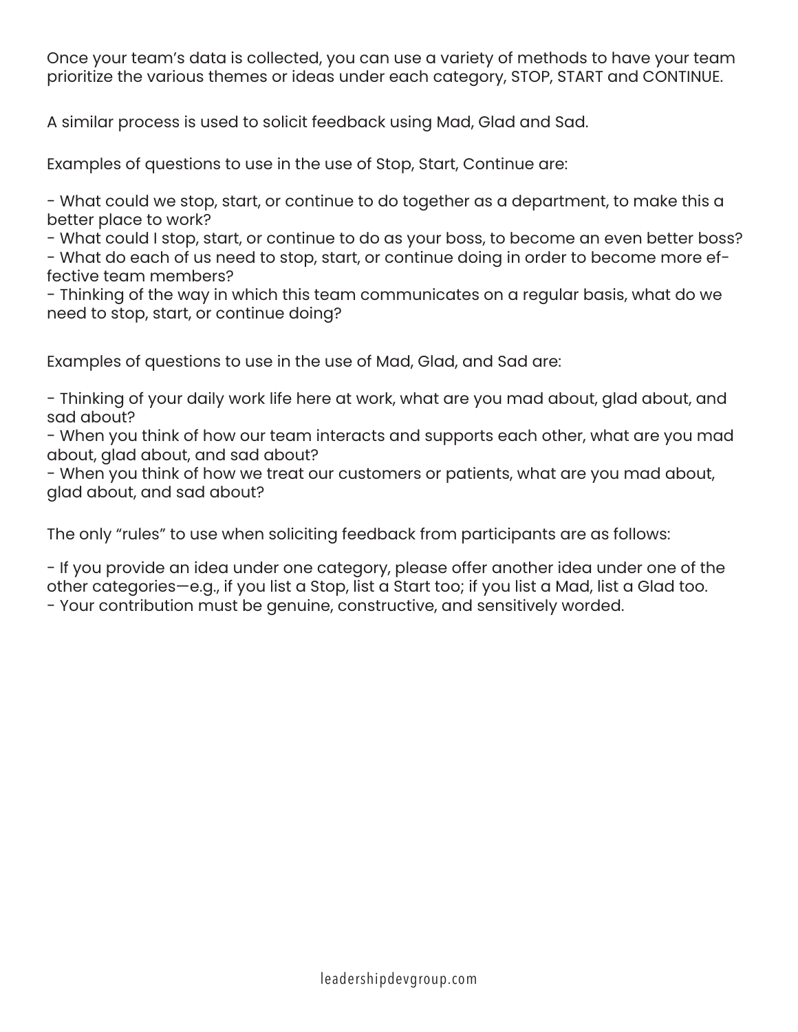Once your team's data is collected, you can use a variety of methods to have your team prioritize the various themes or ideas under each category, STOP, START and CONTINUE.

A similar process is used to solicit feedback using Mad, Glad and Sad.

Examples of questions to use in the use of Stop, Start, Continue are:

- What could we stop, start, or continue to do together as a department, to make this a better place to work?
- What could I stop, start, or continue to do as your boss, to become an even better boss?
- What do each of us need to stop, start, or continue doing in order to become more effective team members?
- Thinking of the way in which this team communicates on a regular basis, what do we need to stop, start, or continue doing?

Examples of questions to use in the use of Mad, Glad, and Sad are:

- Thinking of your daily work life here at work, what are you mad about, glad about, and sad about?
- When you think of how our team interacts and supports each other, what are you mad about, glad about, and sad about?
- When you think of how we treat our customers or patients, what are you mad about, glad about, and sad about?

The only "rules" to use when soliciting feedback from participants are as follows:

- If you provide an idea under one category, please offer another idea under one of the other categories—e.g., if you list a Stop, list a Start too; if you list a Mad, list a Glad too.
- Your contribution must be genuine, constructive, and sensitively worded.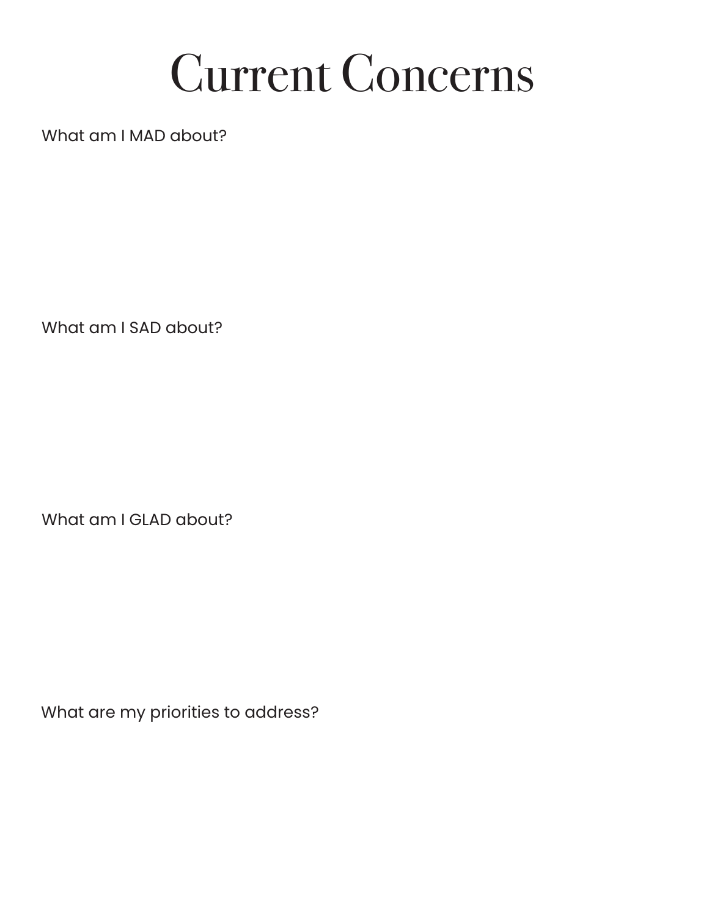# Current Concerns

What am I MAD about?

What am I SAD about?

What am I GLAD about?

What are my priorities to address?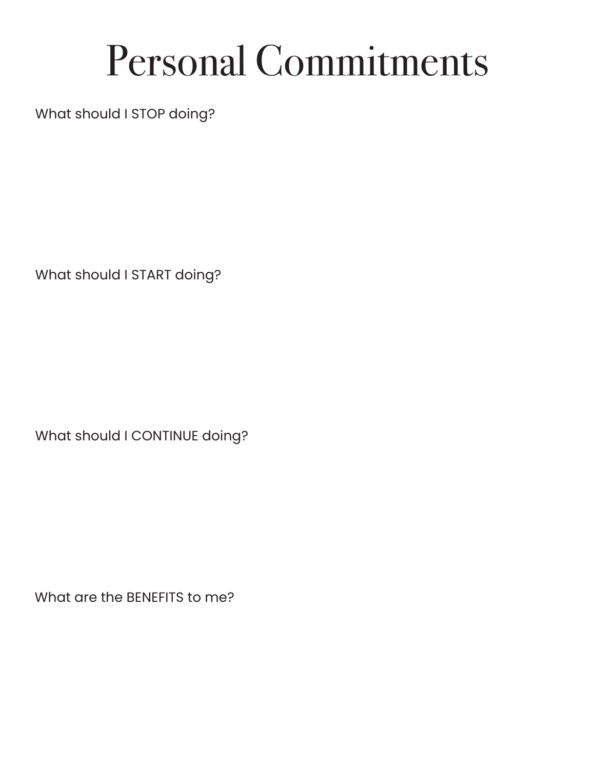# Personal Commitments

What should I STOP doing?

What should I START doing?

What should I CONTINUE doing?

What are the BENEFITS to me?